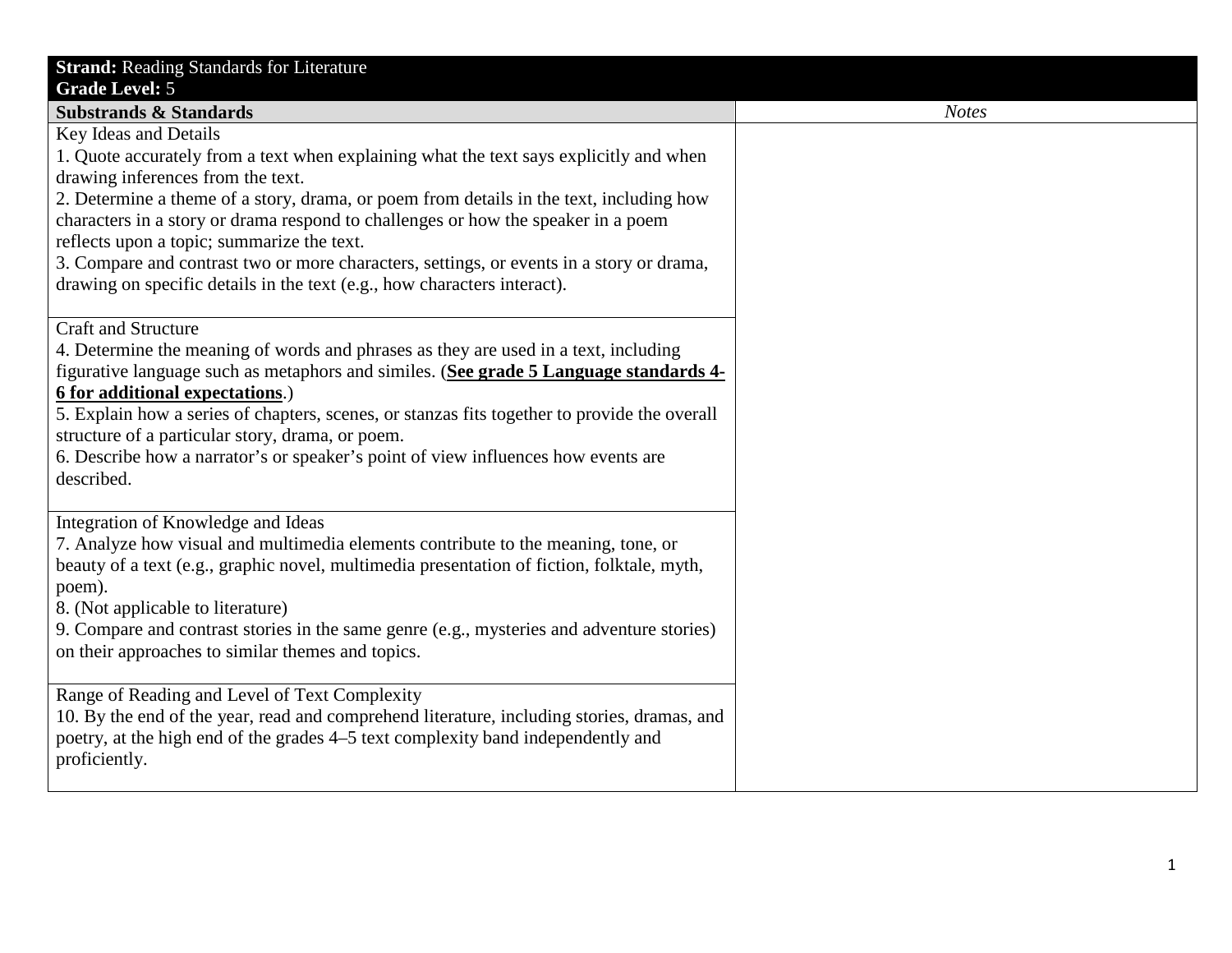| **Strand:** Reading Standards for Literature<br>**Grade Level:** 5 | |
|---|---|
| **Substrands & Standards** | *Notes* |
| Key Ideas and Details<br>1. Quote accurately from a text when explaining what the text says explicitly and when drawing inferences from the text.<br>2. Determine a theme of a story, drama, or poem from details in the text, including how characters in a story or drama respond to challenges or how the speaker in a poem reflects upon a topic; summarize the text.<br>3. Compare and contrast two or more characters, settings, or events in a story or drama, drawing on specific details in the text (e.g., how characters interact). | |
| Craft and Structure<br>4. Determine the meaning of words and phrases as they are used in a text, including figurative language such as metaphors and similes. (**See grade 5 Language standards 4-6 for additional expectations**.)<br>5. Explain how a series of chapters, scenes, or stanzas fits together to provide the overall structure of a particular story, drama, or poem.<br>6. Describe how a narrator's or speaker's point of view influences how events are described. | |
| Integration of Knowledge and Ideas<br>7. Analyze how visual and multimedia elements contribute to the meaning, tone, or beauty of a text (e.g., graphic novel, multimedia presentation of fiction, folktale, myth, poem).<br>8. (Not applicable to literature)<br>9. Compare and contrast stories in the same genre (e.g., mysteries and adventure stories) on their approaches to similar themes and topics. | |
| Range of Reading and Level of Text Complexity<br>10. By the end of the year, read and comprehend literature, including stories, dramas, and poetry, at the high end of the grades 4–5 text complexity band independently and proficiently. | |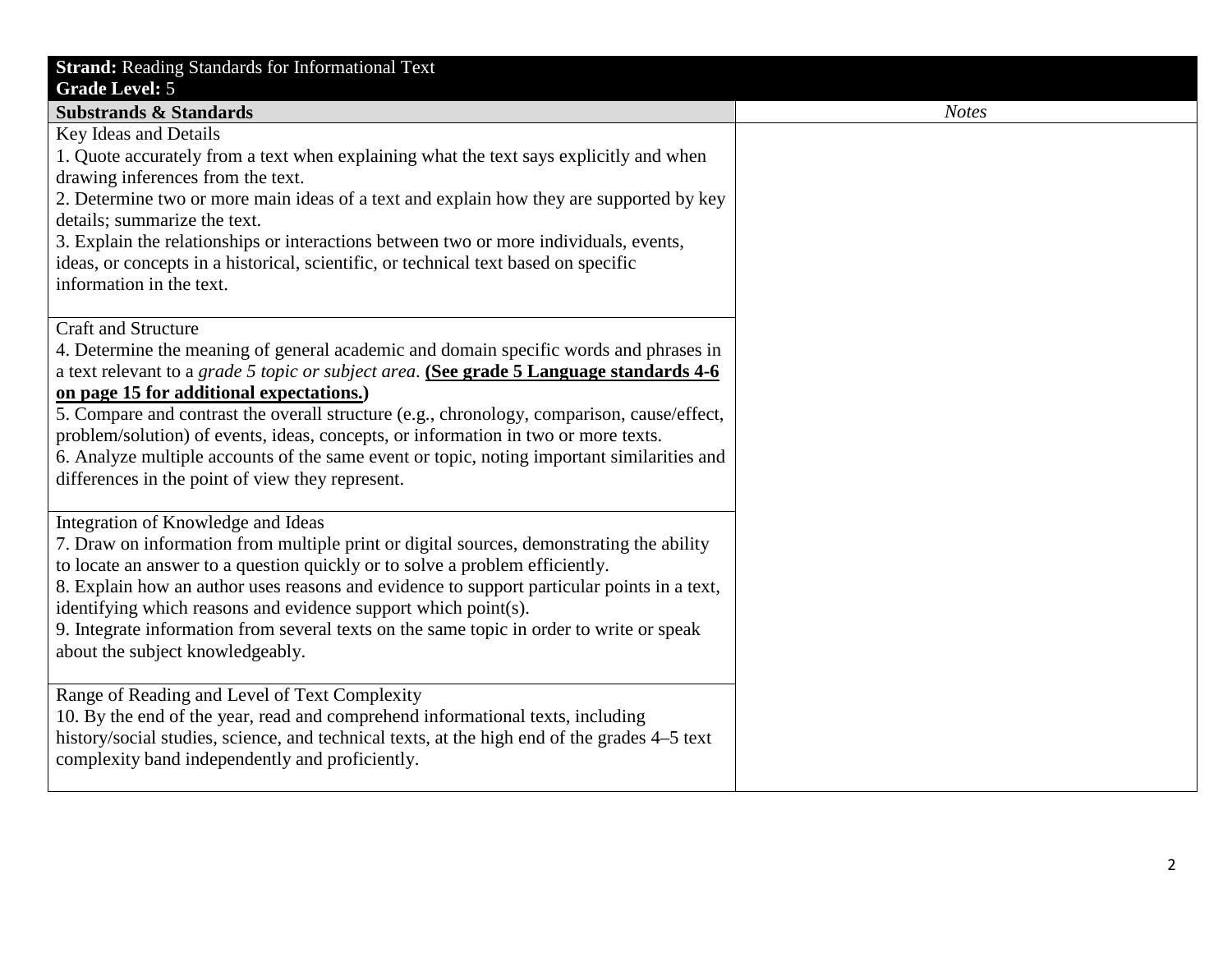| **Strand:** Reading Standards for Informational Text<br>**Grade Level:** 5 | |
|---|---|
| **Substrands & Standards** | *Notes* |
| Key Ideas and Details<br>1. Quote accurately from a text when explaining what the text says explicitly and when drawing inferences from the text.<br>2. Determine two or more main ideas of a text and explain how they are supported by key details; summarize the text.<br>3. Explain the relationships or interactions between two or more individuals, events, ideas, or concepts in a historical, scientific, or technical text based on specific information in the text. | |
| Craft and Structure<br>4. Determine the meaning of general academic and domain specific words and phrases in a text relevant to a *grade 5 topic or subject area*. **(<u>See grade 5 Language standards 4-6 on page 15 for additional expectations.</u>)**<br>5. Compare and contrast the overall structure (e.g., chronology, comparison, cause/effect, problem/solution) of events, ideas, concepts, or information in two or more texts.<br>6. Analyze multiple accounts of the same event or topic, noting important similarities and differences in the point of view they represent. | |
| Integration of Knowledge and Ideas<br>7. Draw on information from multiple print or digital sources, demonstrating the ability to locate an answer to a question quickly or to solve a problem efficiently.<br>8. Explain how an author uses reasons and evidence to support particular points in a text, identifying which reasons and evidence support which point(s).<br>9. Integrate information from several texts on the same topic in order to write or speak about the subject knowledgeably. | |
| Range of Reading and Level of Text Complexity<br>10. By the end of the year, read and comprehend informational texts, including history/social studies, science, and technical texts, at the high end of the grades 4–5 text complexity band independently and proficiently. | |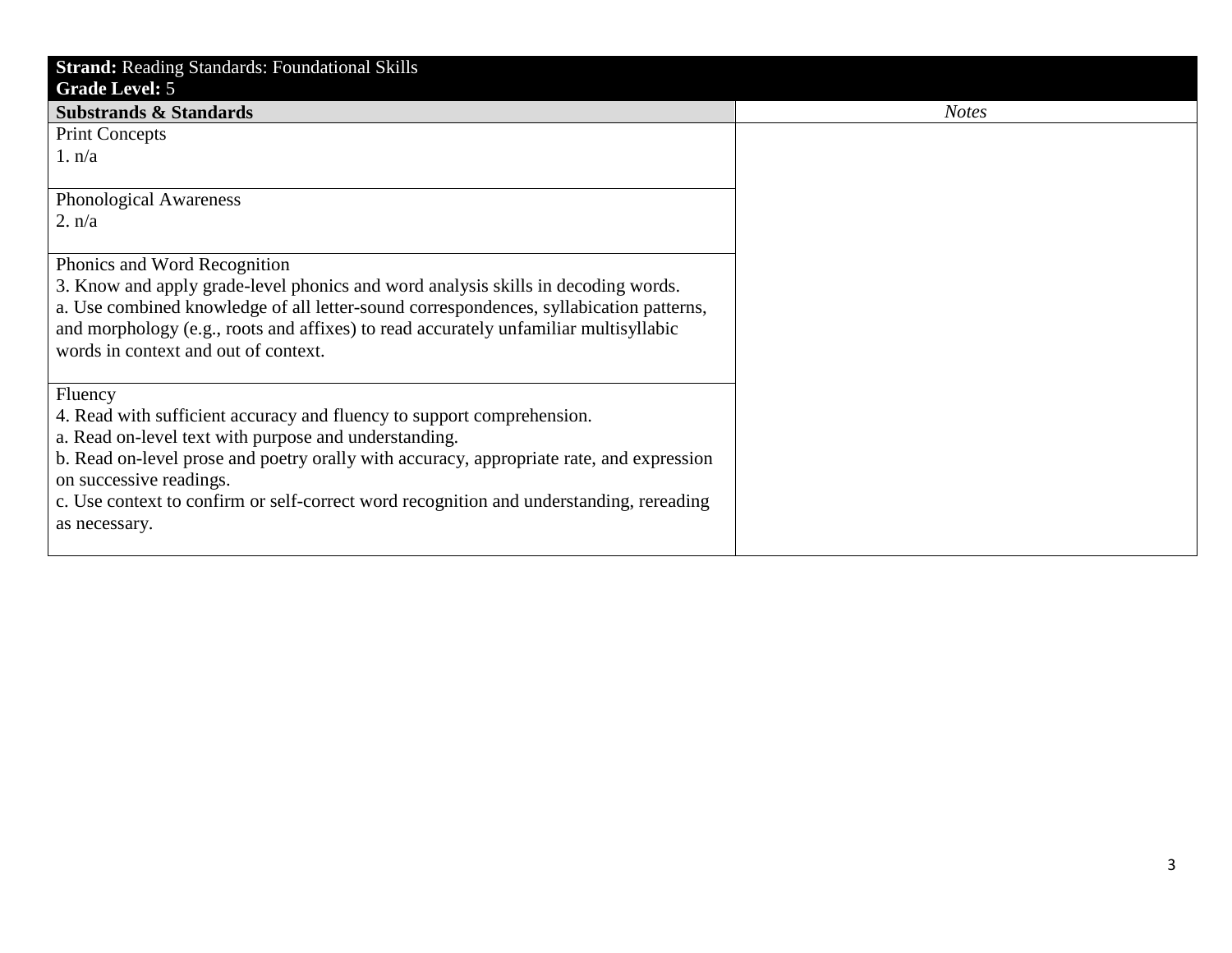| **Strand:** Reading Standards: Foundational Skills<br>**Grade Level:** 5 | |
|---|---|
| **Substrands & Standards** | *Notes* |
| Print Concepts<br>1. n/a | |
| Phonological Awareness<br>2. n/a | |
| Phonics and Word Recognition<br>3. Know and apply grade-level phonics and word analysis skills in decoding words.<br>a. Use combined knowledge of all letter-sound correspondences, syllabication patterns, and morphology (e.g., roots and affixes) to read accurately unfamiliar multisyllabic words in context and out of context. | |
| Fluency<br>4. Read with sufficient accuracy and fluency to support comprehension.<br>a. Read on-level text with purpose and understanding.<br>b. Read on-level prose and poetry orally with accuracy, appropriate rate, and expression on successive readings.<br>c. Use context to confirm or self-correct word recognition and understanding, rereading as necessary. | |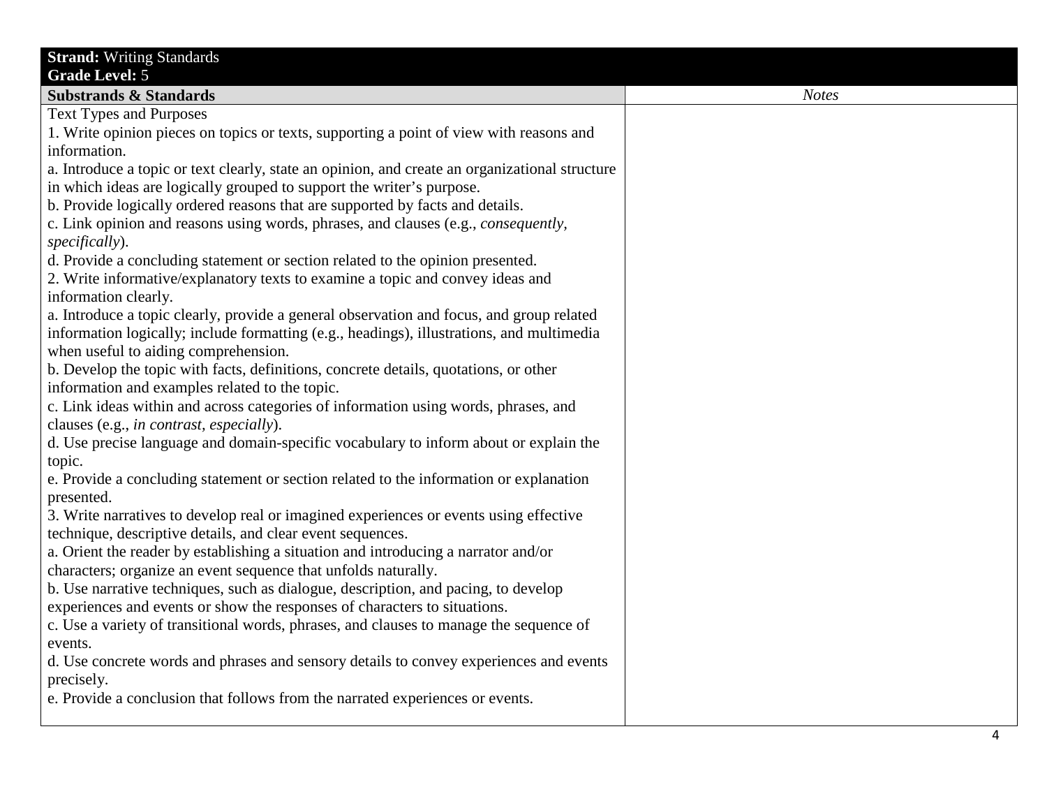| **Strand:** Writing Standards<br>**Grade Level:** 5 | |
|---|---|
| **Substrands & Standards** | *Notes* |
| Text Types and Purposes<br>1. Write opinion pieces on topics or texts, supporting a point of view with reasons and information.<br>a. Introduce a topic or text clearly, state an opinion, and create an organizational structure in which ideas are logically grouped to support the writer's purpose.<br>b. Provide logically ordered reasons that are supported by facts and details.<br>c. Link opinion and reasons using words, phrases, and clauses (e.g., *consequently, specifically*).<br>d. Provide a concluding statement or section related to the opinion presented.<br>2. Write informative/explanatory texts to examine a topic and convey ideas and information clearly.<br>a. Introduce a topic clearly, provide a general observation and focus, and group related information logically; include formatting (e.g., headings), illustrations, and multimedia when useful to aiding comprehension.<br>b. Develop the topic with facts, definitions, concrete details, quotations, or other information and examples related to the topic.<br>c. Link ideas within and across categories of information using words, phrases, and clauses (e.g., *in contrast, especially*).<br>d. Use precise language and domain-specific vocabulary to inform about or explain the topic.<br>e. Provide a concluding statement or section related to the information or explanation presented.<br>3. Write narratives to develop real or imagined experiences or events using effective technique, descriptive details, and clear event sequences.<br>a. Orient the reader by establishing a situation and introducing a narrator and/or characters; organize an event sequence that unfolds naturally.<br>b. Use narrative techniques, such as dialogue, description, and pacing, to develop experiences and events or show the responses of characters to situations.<br>c. Use a variety of transitional words, phrases, and clauses to manage the sequence of events.<br>d. Use concrete words and phrases and sensory details to convey experiences and events precisely.<br>e. Provide a conclusion that follows from the narrated experiences or events. | |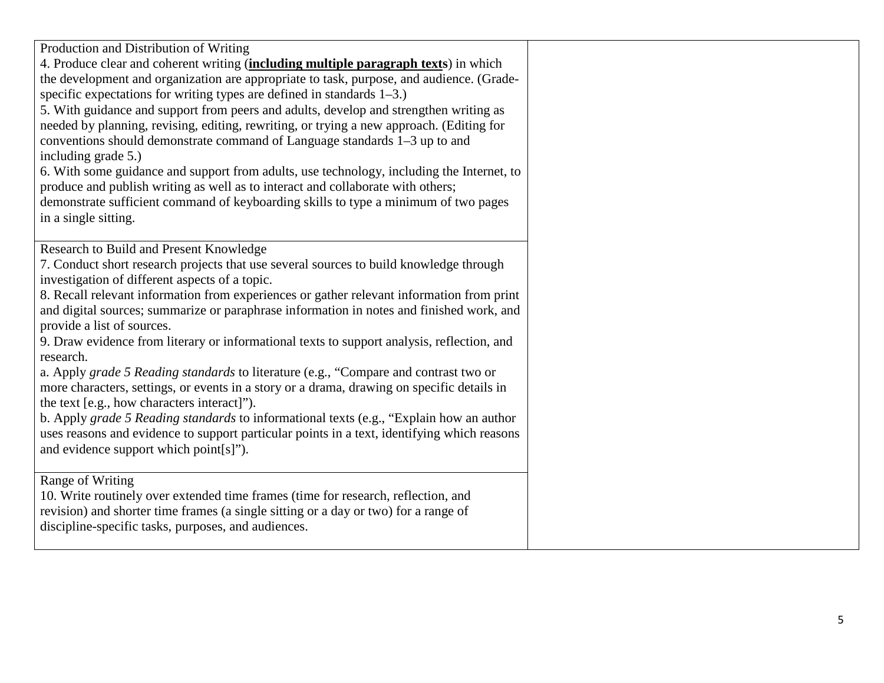| | |
|---|---|
| Production and Distribution of Writing<br>4. Produce clear and coherent writing (**<u>including multiple paragraph texts</u>**) in which the development and organization are appropriate to task, purpose, and audience. (Grade-specific expectations for writing types are defined in standards 1–3.)<br>5. With guidance and support from peers and adults, develop and strengthen writing as needed by planning, revising, editing, rewriting, or trying a new approach. (Editing for conventions should demonstrate command of Language standards 1–3 up to and including grade 5.)<br>6. With some guidance and support from adults, use technology, including the Internet, to produce and publish writing as well as to interact and collaborate with others; demonstrate sufficient command of keyboarding skills to type a minimum of two pages in a single sitting. | |
| Research to Build and Present Knowledge<br>7. Conduct short research projects that use several sources to build knowledge through investigation of different aspects of a topic.<br>8. Recall relevant information from experiences or gather relevant information from print and digital sources; summarize or paraphrase information in notes and finished work, and provide a list of sources.<br>9. Draw evidence from literary or informational texts to support analysis, reflection, and research.<br>a. Apply *grade 5 Reading standards* to literature (e.g., "Compare and contrast two or more characters, settings, or events in a story or a drama, drawing on specific details in the text [e.g., how characters interact]").<br>b. Apply *grade 5 Reading standards* to informational texts (e.g., "Explain how an author uses reasons and evidence to support particular points in a text, identifying which reasons and evidence support which point[s]"). | |
| Range of Writing<br>10. Write routinely over extended time frames (time for research, reflection, and revision) and shorter time frames (a single sitting or a day or two) for a range of discipline-specific tasks, purposes, and audiences. | |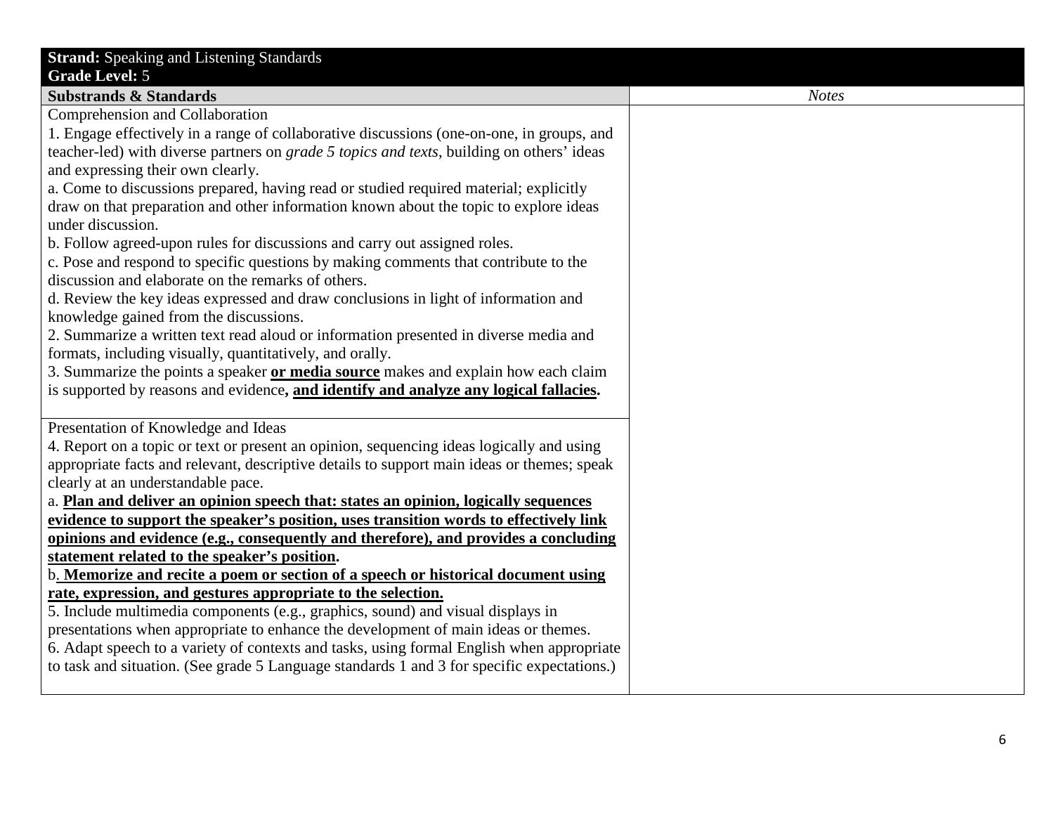| **Strand:** Speaking and Listening Standards<br>**Grade Level:** 5 | |
|---|---|
| **Substrands & Standards** | *Notes* |
| Comprehension and Collaboration<br>1. Engage effectively in a range of collaborative discussions (one-on-one, in groups, and teacher-led) with diverse partners on *grade 5 topics and texts*, building on others' ideas and expressing their own clearly.<br>a. Come to discussions prepared, having read or studied required material; explicitly draw on that preparation and other information known about the topic to explore ideas under discussion.<br>b. Follow agreed-upon rules for discussions and carry out assigned roles.<br>c. Pose and respond to specific questions by making comments that contribute to the discussion and elaborate on the remarks of others.<br>d. Review the key ideas expressed and draw conclusions in light of information and knowledge gained from the discussions.<br>2. Summarize a written text read aloud or information presented in diverse media and formats, including visually, quantitatively, and orally.<br>3. Summarize the points a speaker <u>**or media source**</u> makes and explain how each claim is supported by reasons and evidence**, <u>and identify and analyze any logical fallacies</u>.** | |
| Presentation of Knowledge and Ideas<br>4. Report on a topic or text or present an opinion, sequencing ideas logically and using appropriate facts and relevant, descriptive details to support main ideas or themes; speak clearly at an understandable pace.<br>a. <u>**Plan and deliver an opinion speech that: states an opinion, logically sequences evidence to support the speaker's position, uses transition words to effectively link opinions and evidence (e.g., consequently and therefore), and provides a concluding statement related to the speaker's position**</u>**.**<br>b<u>**. Memorize and recite a poem or section of a speech or historical document using rate, expression, and gestures appropriate to the selection.**</u><br>5. Include multimedia components (e.g., graphics, sound) and visual displays in presentations when appropriate to enhance the development of main ideas or themes.<br>6. Adapt speech to a variety of contexts and tasks, using formal English when appropriate to task and situation. (See grade 5 Language standards 1 and 3 for specific expectations.) | |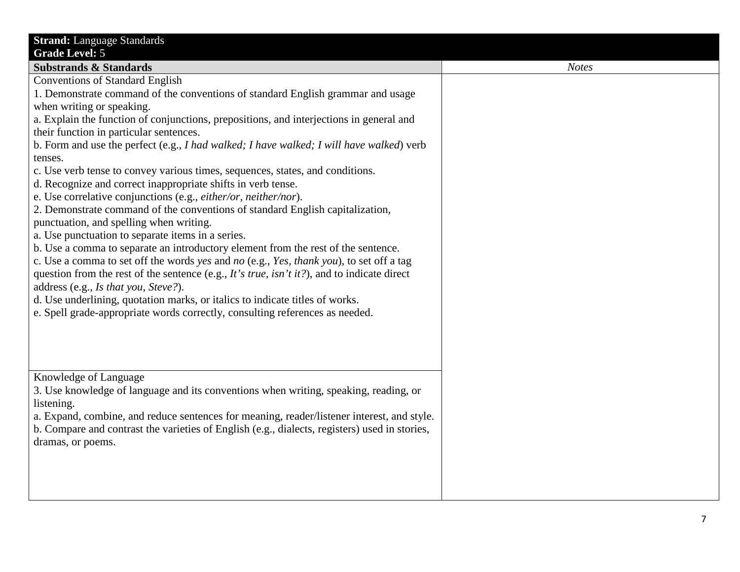| **Strand:** Language Standards<br>**Grade Level:** 5 | |
|---|---|
| **Substrands & Standards** | *Notes* |
| Conventions of Standard English<br>1. Demonstrate command of the conventions of standard English grammar and usage when writing or speaking.<br>a. Explain the function of conjunctions, prepositions, and interjections in general and their function in particular sentences.<br>b. Form and use the perfect (e.g., *I had walked; I have walked; I will have walked*) verb tenses.<br>c. Use verb tense to convey various times, sequences, states, and conditions.<br>d. Recognize and correct inappropriate shifts in verb tense.<br>e. Use correlative conjunctions (e.g., *either/or, neither/nor*).<br>2. Demonstrate command of the conventions of standard English capitalization, punctuation, and spelling when writing.<br>a. Use punctuation to separate items in a series.<br>b. Use a comma to separate an introductory element from the rest of the sentence.<br>c. Use a comma to set off the words *yes* and *no* (e.g., *Yes, thank you*), to set off a tag question from the rest of the sentence (e.g., *It's true, isn't it?*), and to indicate direct address (e.g., *Is that you, Steve?*).<br>d. Use underlining, quotation marks, or italics to indicate titles of works.<br>e. Spell grade-appropriate words correctly, consulting references as needed. | |
| Knowledge of Language<br>3. Use knowledge of language and its conventions when writing, speaking, reading, or listening.<br>a. Expand, combine, and reduce sentences for meaning, reader/listener interest, and style.<br>b. Compare and contrast the varieties of English (e.g., dialects, registers) used in stories, dramas, or poems. | |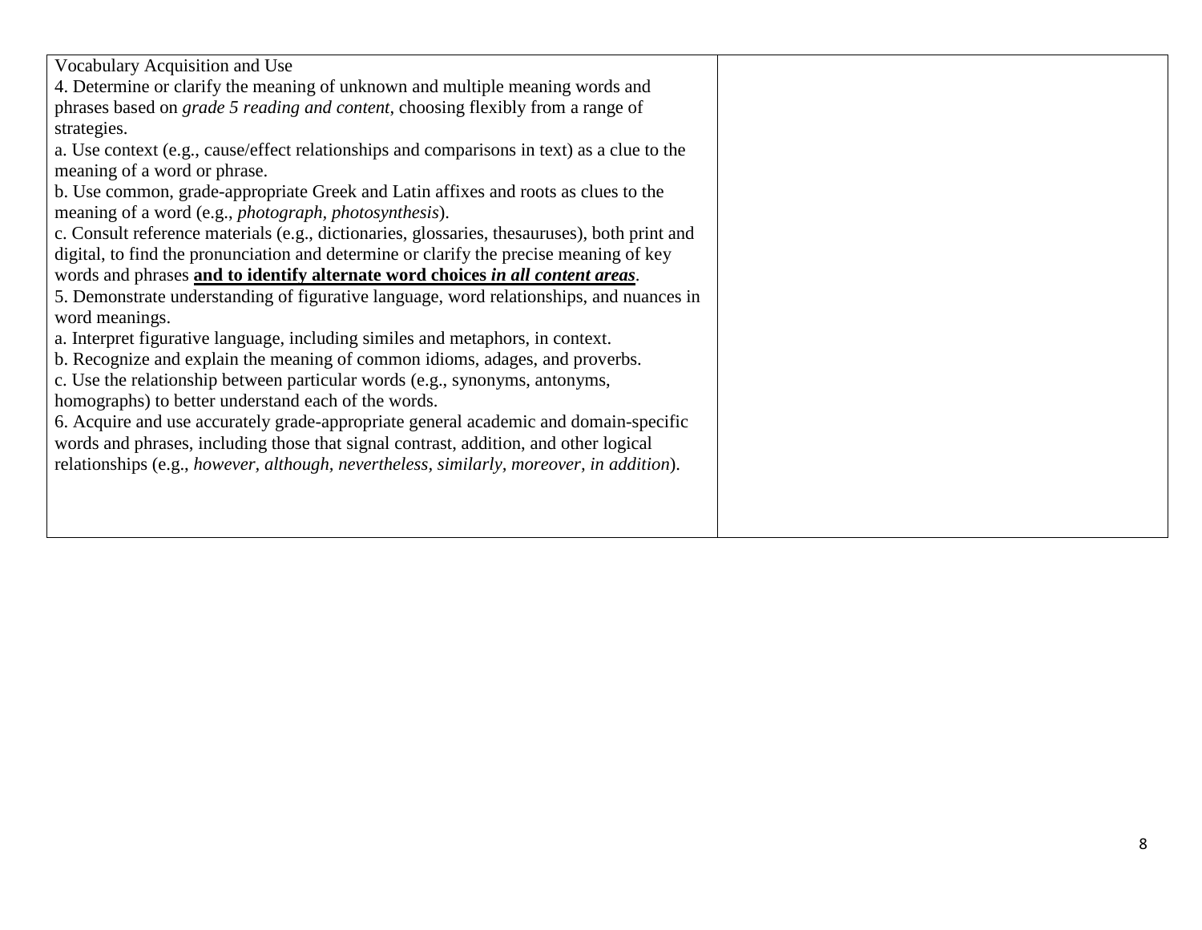| | |
|---|---|
| Vocabulary Acquisition and Use<br>4. Determine or clarify the meaning of unknown and multiple meaning words and phrases based on *grade 5 reading and content*, choosing flexibly from a range of strategies.<br>a. Use context (e.g., cause/effect relationships and comparisons in text) as a clue to the meaning of a word or phrase.<br>b. Use common, grade-appropriate Greek and Latin affixes and roots as clues to the meaning of a word (e.g., *photograph*, *photosynthesis*).<br>c. Consult reference materials (e.g., dictionaries, glossaries, thesauruses), both print and digital, to find the pronunciation and determine or clarify the precise meaning of key words and phrases <u>**and to identify alternate word choices *in all content areas***</u>.<br>5. Demonstrate understanding of figurative language, word relationships, and nuances in word meanings.<br>a. Interpret figurative language, including similes and metaphors, in context.<br>b. Recognize and explain the meaning of common idioms, adages, and proverbs.<br>c. Use the relationship between particular words (e.g., synonyms, antonyms, homographs) to better understand each of the words.<br>6. Acquire and use accurately grade-appropriate general academic and domain-specific words and phrases, including those that signal contrast, addition, and other logical relationships (e.g., *however*, *although*, *nevertheless*, *similarly*, *moreover*, *in addition*). | |